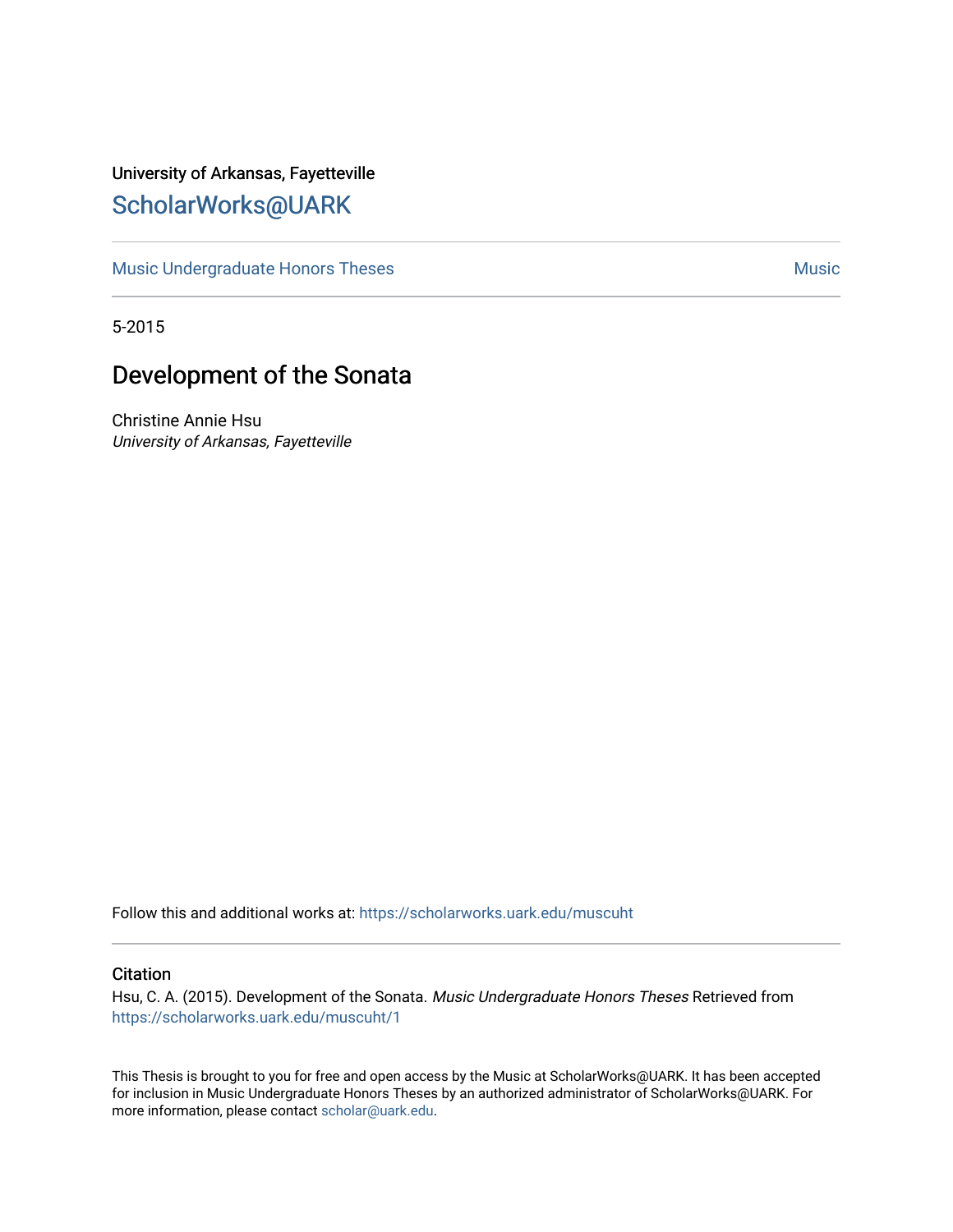University of Arkansas, Fayetteville

# ScholarWorks@UARK

Music Undergraduate Honors Theses | Music

5-2015

## Development of the Sonata

Christine Annie Hsu
*University of Arkansas, Fayetteville*

Follow this and additional works at: https://scholarworks.uark.edu/muscuht

### Citation

Hsu, C. A. (2015). Development of the Sonata. *Music Undergraduate Honors Theses* Retrieved from https://scholarworks.uark.edu/muscuht/1

This Thesis is brought to you for free and open access by the Music at ScholarWorks@UARK. It has been accepted for inclusion in Music Undergraduate Honors Theses by an authorized administrator of ScholarWorks@UARK. For more information, please contact scholar@uark.edu.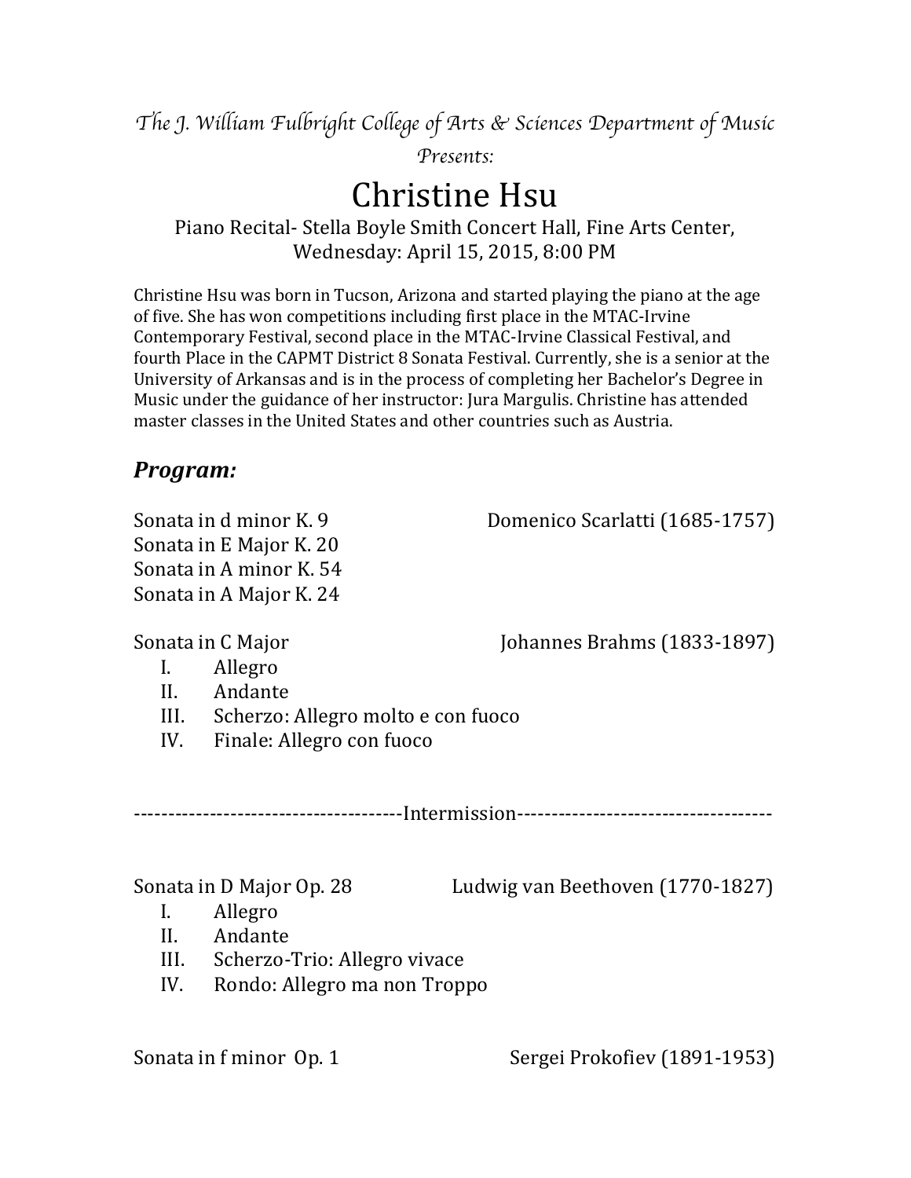*The J. William Fulbright College of Arts & Sciences Department of Music Presents:*

# Christine Hsu

Piano Recital- Stella Boyle Smith Concert Hall, Fine Arts Center,
Wednesday: April 15, 2015, 8:00 PM

Christine Hsu was born in Tucson, Arizona and started playing the piano at the age of five. She has won competitions including first place in the MTAC-Irvine Contemporary Festival, second place in the MTAC-Irvine Classical Festival, and fourth Place in the CAPMT District 8 Sonata Festival. Currently, she is a senior at the University of Arkansas and is in the process of completing her Bachelor's Degree in Music under the guidance of her instructor: Jura Margulis. Christine has attended master classes in the United States and other countries such as Austria.

## ***Program:***

Sonata in d minor K. 9 — Domenico Scarlatti (1685-1757)
Sonata in E Major K. 20
Sonata in A minor K. 54
Sonata in A Major K. 24

Sonata in C Major — Johannes Brahms (1833-1897)

I. Allegro
II. Andante
III. Scherzo: Allegro molto e con fuoco
IV. Finale: Allegro con fuoco

--------------------------------------Intermission-------------------------------------

Sonata in D Major Op. 28 — Ludwig van Beethoven (1770-1827)

I. Allegro
II. Andante
III. Scherzo-Trio: Allegro vivace
IV. Rondo: Allegro ma non Troppo

Sonata in f minor Op. 1 — Sergei Prokofiev (1891-1953)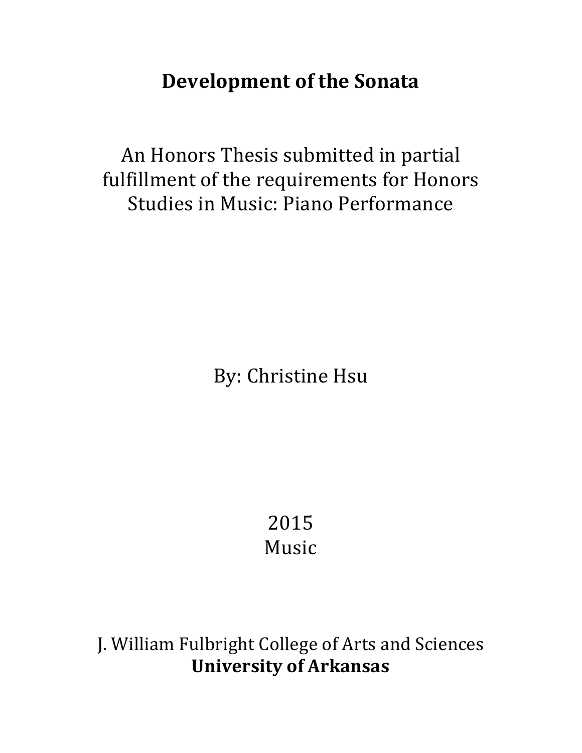# Development of the Sonata

An Honors Thesis submitted in partial fulfillment of the requirements for Honors Studies in Music: Piano Performance

By: Christine Hsu

2015
Music

J. William Fulbright College of Arts and Sciences
**University of Arkansas**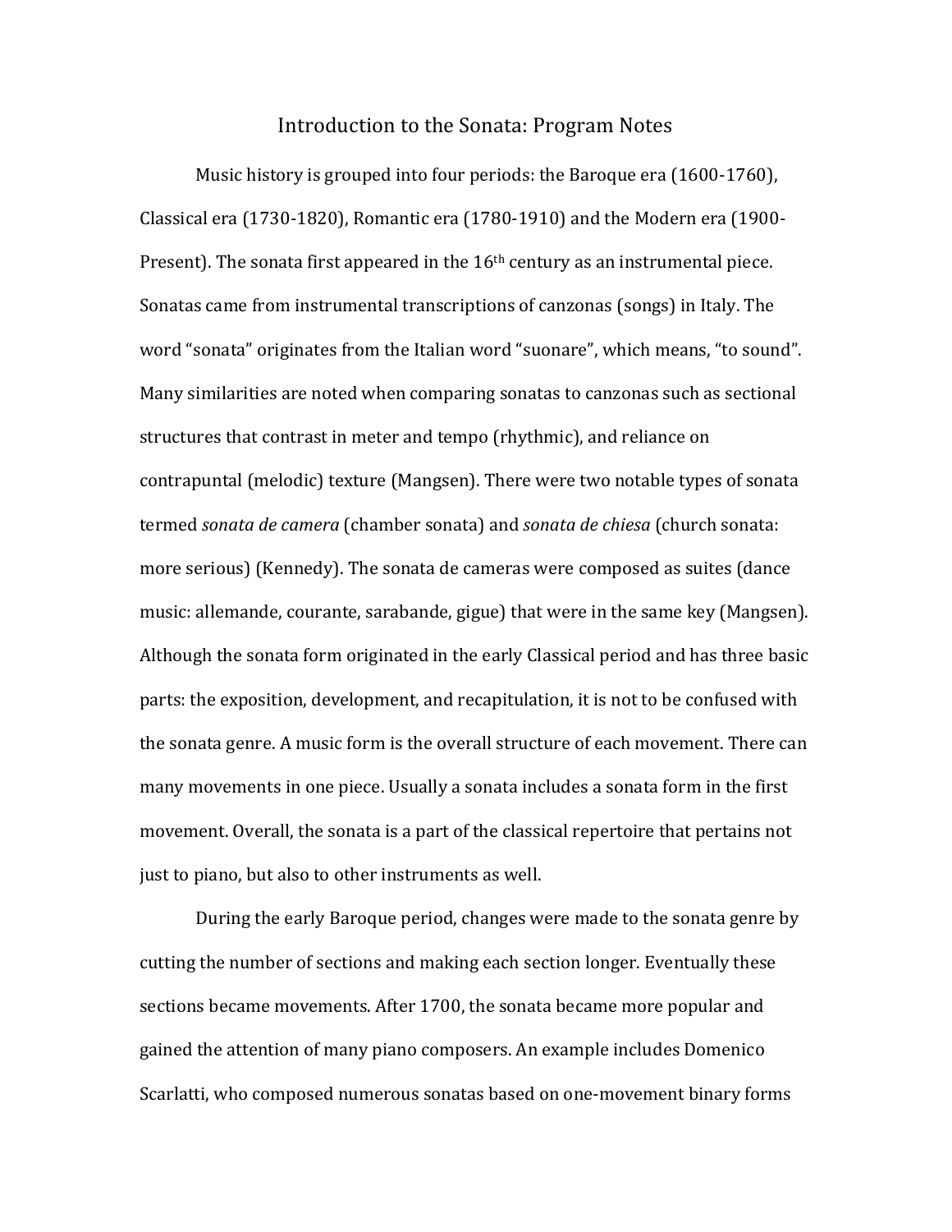# Introduction to the Sonata: Program Notes

Music history is grouped into four periods: the Baroque era (1600-1760), Classical era (1730-1820), Romantic era (1780-1910) and the Modern era (1900-Present). The sonata first appeared in the 16th century as an instrumental piece. Sonatas came from instrumental transcriptions of canzonas (songs) in Italy. The word "sonata" originates from the Italian word "suonare", which means, "to sound". Many similarities are noted when comparing sonatas to canzonas such as sectional structures that contrast in meter and tempo (rhythmic), and reliance on contrapuntal (melodic) texture (Mangsen). There were two notable types of sonata termed *sonata de camera* (chamber sonata) and *sonata de chiesa* (church sonata: more serious) (Kennedy). The sonata de cameras were composed as suites (dance music: allemande, courante, sarabande, gigue) that were in the same key (Mangsen). Although the sonata form originated in the early Classical period and has three basic parts: the exposition, development, and recapitulation, it is not to be confused with the sonata genre. A music form is the overall structure of each movement. There can many movements in one piece. Usually a sonata includes a sonata form in the first movement. Overall, the sonata is a part of the classical repertoire that pertains not just to piano, but also to other instruments as well.

During the early Baroque period, changes were made to the sonata genre by cutting the number of sections and making each section longer. Eventually these sections became movements. After 1700, the sonata became more popular and gained the attention of many piano composers. An example includes Domenico Scarlatti, who composed numerous sonatas based on one-movement binary forms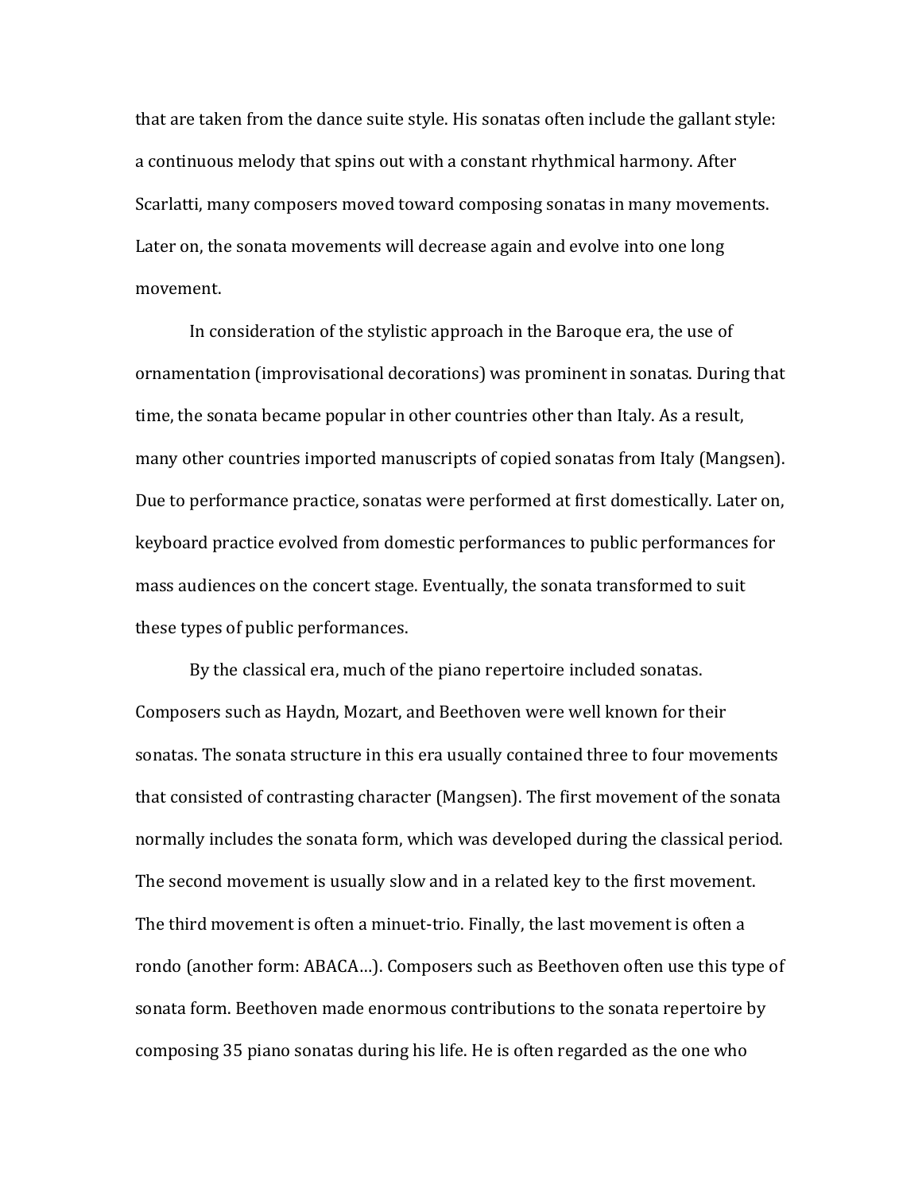that are taken from the dance suite style. His sonatas often include the gallant style: a continuous melody that spins out with a constant rhythmical harmony. After Scarlatti, many composers moved toward composing sonatas in many movements. Later on, the sonata movements will decrease again and evolve into one long movement.

In consideration of the stylistic approach in the Baroque era, the use of ornamentation (improvisational decorations) was prominent in sonatas. During that time, the sonata became popular in other countries other than Italy. As a result, many other countries imported manuscripts of copied sonatas from Italy (Mangsen). Due to performance practice, sonatas were performed at first domestically. Later on, keyboard practice evolved from domestic performances to public performances for mass audiences on the concert stage. Eventually, the sonata transformed to suit these types of public performances.

By the classical era, much of the piano repertoire included sonatas. Composers such as Haydn, Mozart, and Beethoven were well known for their sonatas. The sonata structure in this era usually contained three to four movements that consisted of contrasting character (Mangsen). The first movement of the sonata normally includes the sonata form, which was developed during the classical period. The second movement is usually slow and in a related key to the first movement. The third movement is often a minuet-trio. Finally, the last movement is often a rondo (another form: ABACA…). Composers such as Beethoven often use this type of sonata form. Beethoven made enormous contributions to the sonata repertoire by composing 35 piano sonatas during his life. He is often regarded as the one who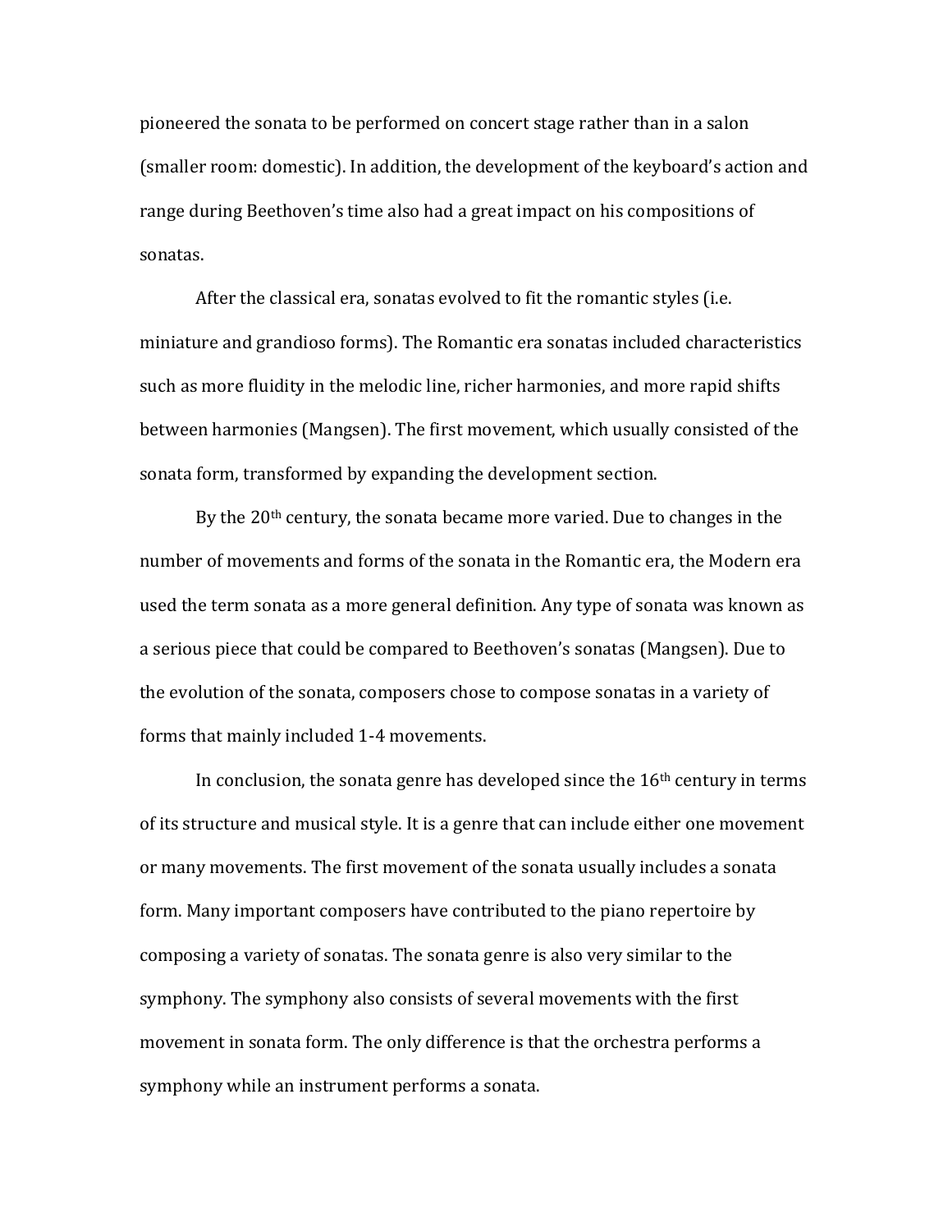pioneered the sonata to be performed on concert stage rather than in a salon (smaller room: domestic). In addition, the development of the keyboard's action and range during Beethoven's time also had a great impact on his compositions of sonatas.

After the classical era, sonatas evolved to fit the romantic styles (i.e. miniature and grandioso forms). The Romantic era sonatas included characteristics such as more fluidity in the melodic line, richer harmonies, and more rapid shifts between harmonies (Mangsen). The first movement, which usually consisted of the sonata form, transformed by expanding the development section.

By the 20th century, the sonata became more varied. Due to changes in the number of movements and forms of the sonata in the Romantic era, the Modern era used the term sonata as a more general definition. Any type of sonata was known as a serious piece that could be compared to Beethoven's sonatas (Mangsen). Due to the evolution of the sonata, composers chose to compose sonatas in a variety of forms that mainly included 1-4 movements.

In conclusion, the sonata genre has developed since the 16th century in terms of its structure and musical style. It is a genre that can include either one movement or many movements. The first movement of the sonata usually includes a sonata form. Many important composers have contributed to the piano repertoire by composing a variety of sonatas. The sonata genre is also very similar to the symphony. The symphony also consists of several movements with the first movement in sonata form. The only difference is that the orchestra performs a symphony while an instrument performs a sonata.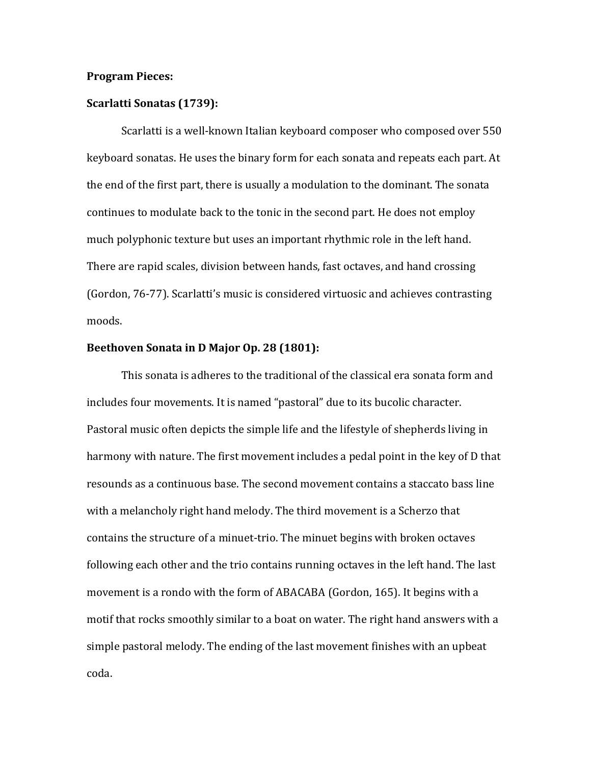**Program Pieces:**

**Scarlatti Sonatas (1739):**

Scarlatti is a well-known Italian keyboard composer who composed over 550 keyboard sonatas. He uses the binary form for each sonata and repeats each part. At the end of the first part, there is usually a modulation to the dominant. The sonata continues to modulate back to the tonic in the second part. He does not employ much polyphonic texture but uses an important rhythmic role in the left hand. There are rapid scales, division between hands, fast octaves, and hand crossing (Gordon, 76-77). Scarlatti's music is considered virtuosic and achieves contrasting moods.

**Beethoven Sonata in D Major Op. 28 (1801):**

This sonata is adheres to the traditional of the classical era sonata form and includes four movements. It is named "pastoral" due to its bucolic character. Pastoral music often depicts the simple life and the lifestyle of shepherds living in harmony with nature. The first movement includes a pedal point in the key of D that resounds as a continuous base. The second movement contains a staccato bass line with a melancholy right hand melody. The third movement is a Scherzo that contains the structure of a minuet-trio. The minuet begins with broken octaves following each other and the trio contains running octaves in the left hand. The last movement is a rondo with the form of ABACABA (Gordon, 165). It begins with a motif that rocks smoothly similar to a boat on water. The right hand answers with a simple pastoral melody. The ending of the last movement finishes with an upbeat coda.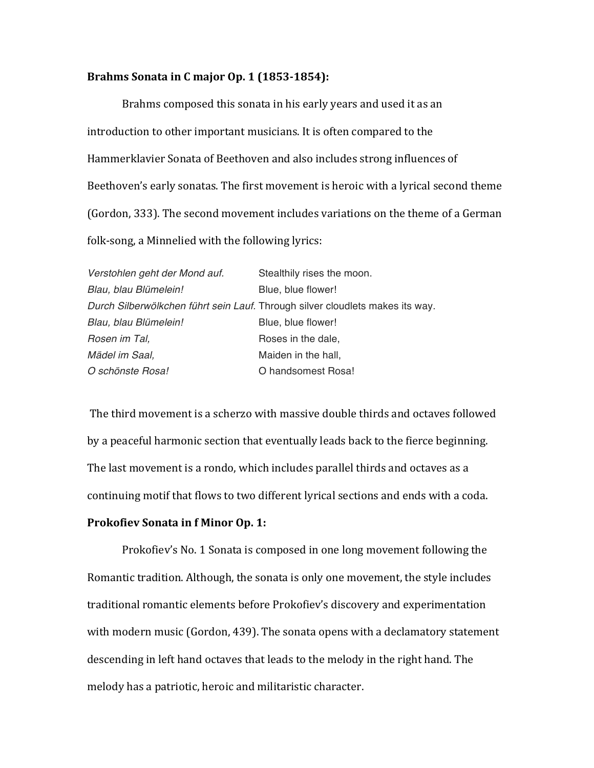**Brahms Sonata in C major Op. 1 (1853-1854):**

Brahms composed this sonata in his early years and used it as an introduction to other important musicians. It is often compared to the Hammerklavier Sonata of Beethoven and also includes strong influences of Beethoven's early sonatas. The first movement is heroic with a lyrical second theme (Gordon, 333). The second movement includes variations on the theme of a German folk-song, a Minnelied with the following lyrics:

| | |
|---|---|
| *Verstohlen geht der Mond auf.* | Stealthily rises the moon. |
| *Blau, blau Blümelein!* | Blue, blue flower! |
| *Durch Silberwölkchen führt sein Lauf.* | Through silver cloudlets makes its way. |
| *Blau, blau Blümelein!* | Blue, blue flower! |
| *Rosen im Tal,* | Roses in the dale, |
| *Mädel im Saal,* | Maiden in the hall, |
| *O schönste Rosa!* | O handsomest Rosa! |

The third movement is a scherzo with massive double thirds and octaves followed by a peaceful harmonic section that eventually leads back to the fierce beginning. The last movement is a rondo, which includes parallel thirds and octaves as a continuing motif that flows to two different lyrical sections and ends with a coda.

**Prokofiev Sonata in f Minor Op. 1:**

Prokofiev's No. 1 Sonata is composed in one long movement following the Romantic tradition. Although, the sonata is only one movement, the style includes traditional romantic elements before Prokofiev's discovery and experimentation with modern music (Gordon, 439). The sonata opens with a declamatory statement descending in left hand octaves that leads to the melody in the right hand. The melody has a patriotic, heroic and militaristic character.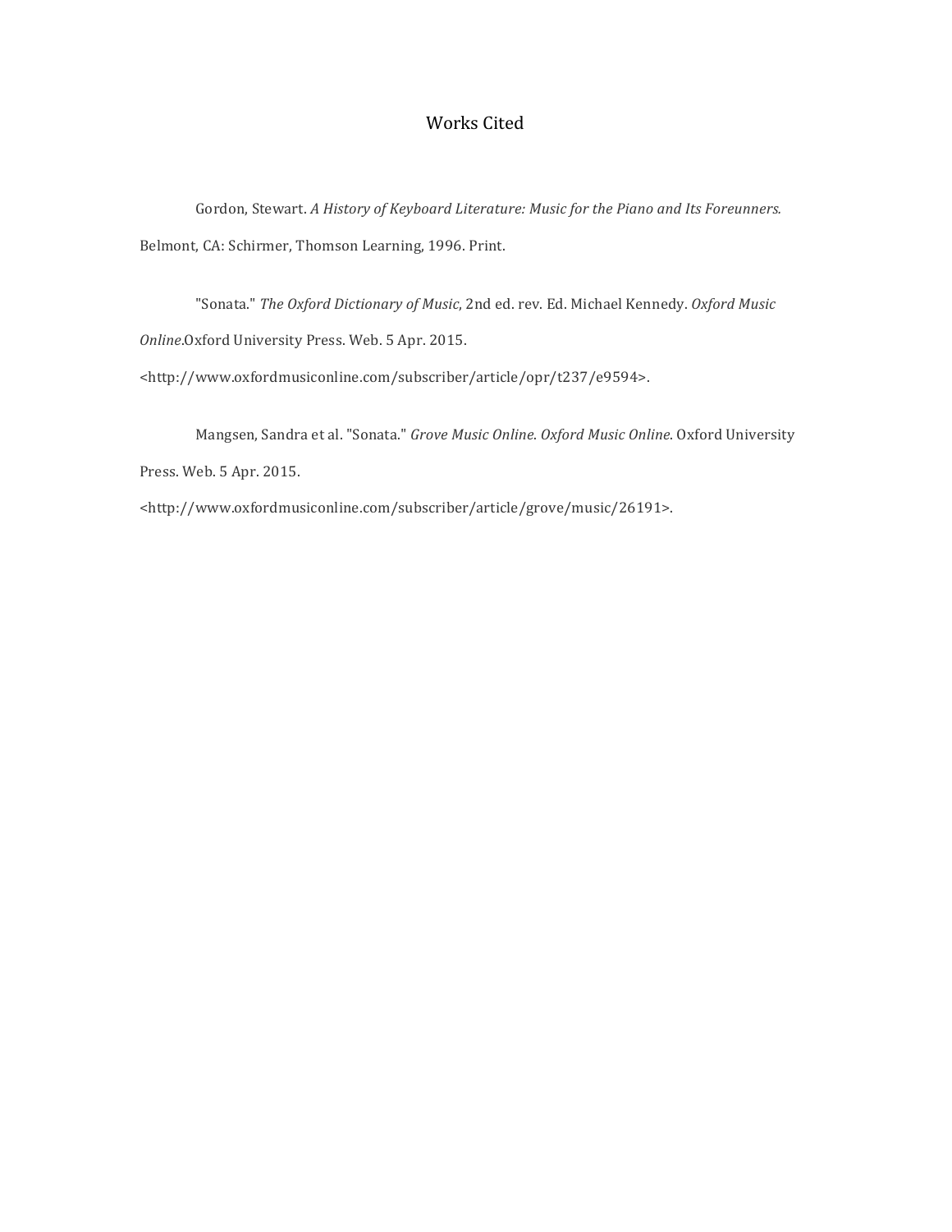# Works Cited

Gordon, Stewart. *A History of Keyboard Literature: Music for the Piano and Its Foreunners.* Belmont, CA: Schirmer, Thomson Learning, 1996. Print.

"Sonata." *The Oxford Dictionary of Music*, 2nd ed. rev. Ed. Michael Kennedy. *Oxford Music Online*.Oxford University Press. Web. 5 Apr. 2015. <http://www.oxfordmusiconline.com/subscriber/article/opr/t237/e9594>.

Mangsen, Sandra et al. "Sonata." *Grove Music Online*. *Oxford Music Online*. Oxford University Press. Web. 5 Apr. 2015. <http://www.oxfordmusiconline.com/subscriber/article/grove/music/26191>.